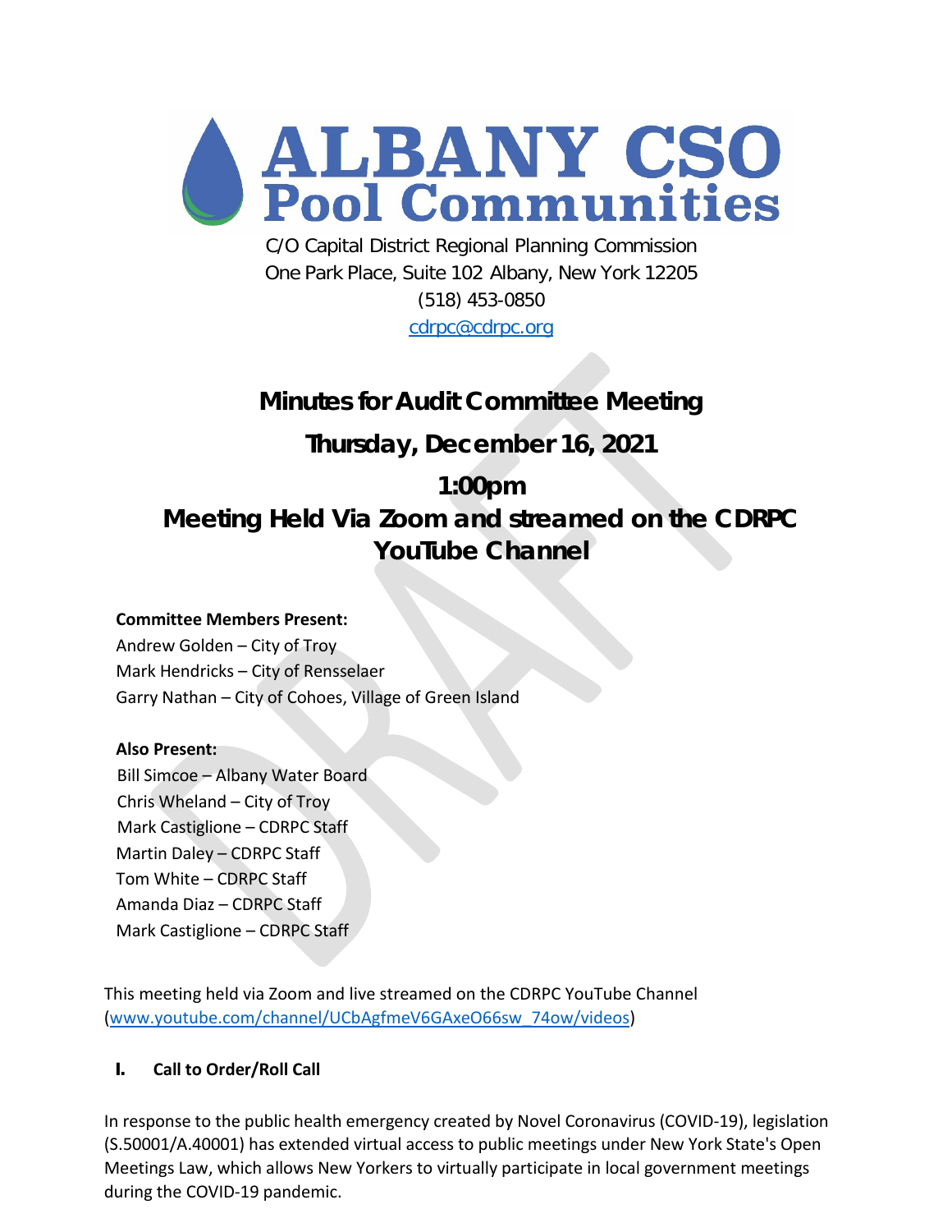# ALBANY CSO Pool Communities

C/O Capital District Regional Planning Commission
One Park Place, Suite 102 Albany, New York 12205
(518) 453-0850
cdrpc@cdrpc.org

## Minutes for Audit Committee Meeting

## Thursday, December 16, 2021

## 1:00pm

## Meeting Held Via Zoom and streamed on the CDRPC YouTube Channel

**Committee Members Present:**
Andrew Golden – City of Troy
Mark Hendricks – City of Rensselaer
Garry Nathan – City of Cohoes, Village of Green Island

**Also Present:**
Bill Simcoe – Albany Water Board
Chris Wheland – City of Troy
Mark Castiglione – CDRPC Staff
Martin Daley – CDRPC Staff
Tom White – CDRPC Staff
Amanda Diaz – CDRPC Staff
Mark Castiglione – CDRPC Staff

This meeting held via Zoom and live streamed on the CDRPC YouTube Channel (www.youtube.com/channel/UCbAgfmeV6GAxeO66sw_74ow/videos)

### I. Call to Order/Roll Call

In response to the public health emergency created by Novel Coronavirus (COVID-19), legislation (S.50001/A.40001) has extended virtual access to public meetings under New York State's Open Meetings Law, which allows New Yorkers to virtually participate in local government meetings during the COVID-19 pandemic.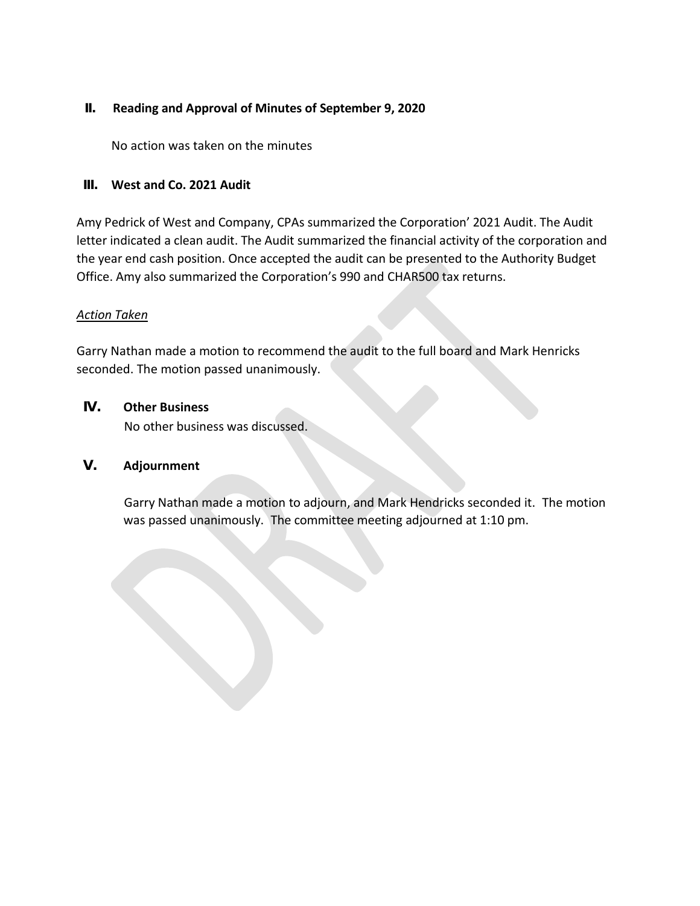## II. Reading and Approval of Minutes of September 9, 2020

No action was taken on the minutes

## III. West and Co. 2021 Audit

Amy Pedrick of West and Company, CPAs summarized the Corporation' 2021 Audit. The Audit letter indicated a clean audit. The Audit summarized the financial activity of the corporation and the year end cash position. Once accepted the audit can be presented to the Authority Budget Office. Amy also summarized the Corporation's 990 and CHAR500 tax returns.

*Action Taken*

Garry Nathan made a motion to recommend the audit to the full board and Mark Henricks seconded. The motion passed unanimously.

## IV. Other Business

No other business was discussed.

## V. Adjournment

Garry Nathan made a motion to adjourn, and Mark Hendricks seconded it. The motion was passed unanimously. The committee meeting adjourned at 1:10 pm.